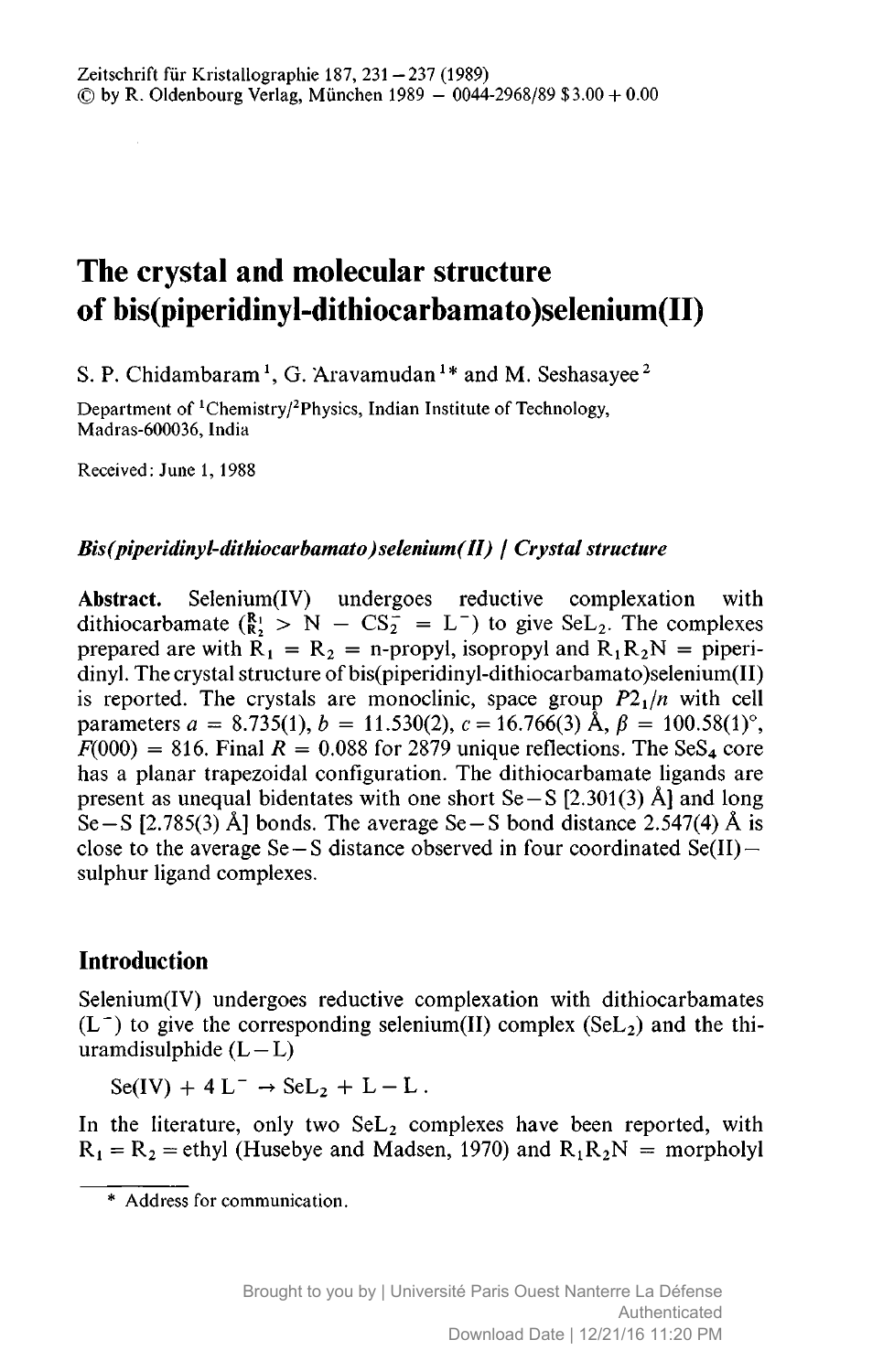# The crystal and molecular structure of bis(piperidinyl-dithiocarbamato)selenium(II)

S. P. Chidambaram[1], G. Aravamudan[1]* and M. Seshasayee[2]

Department of [1]Chemistry/[2]Physics, Indian Institute of Technology, Madras-600036, India

Received: June 1, 1988

***Bis(piperidinyl-dithiocarbamato)selenium(II) / Crystal structure***

**Abstract.** Selenium(IV) undergoes reductive complexation with dithiocarbamate ($^{R_1}_{R_2} > N - CS_2^- = L^-$) to give $SeL_2$. The complexes prepared are with $R_1 = R_2$ = n-propyl, isopropyl and $R_1R_2N$ = piperidinyl. The crystal structure of bis(piperidinyl-dithiocarbamato)selenium(II) is reported. The crystals are monoclinic, space group $P2_1/n$ with cell parameters $a = 8.735(1)$, $b = 11.530(2)$, $c = 16.766(3)$ Å, $\beta = 100.58(1)°$, $F(000) = 816$. Final $R = 0.088$ for 2879 unique reflections. The $SeS_4$ core has a planar trapezoidal configuration. The dithiocarbamate ligands are present as unequal bidentates with one short Se–S [2.301(3) Å] and long Se–S [2.785(3) Å] bonds. The average Se–S bond distance 2.547(4) Å is close to the average Se–S distance observed in four coordinated Se(II)–sulphur ligand complexes.

## Introduction

Selenium(IV) undergoes reductive complexation with dithiocarbamates ($L^-$) to give the corresponding selenium(II) complex ($SeL_2$) and the thiuramdisulphide (L–L)

$$Se(IV) + 4\,L^- \rightarrow SeL_2 + L-L\,.$$

In the literature, only two $SeL_2$ complexes have been reported, with $R_1 = R_2$ = ethyl (Husebye and Madsen, 1970) and $R_1R_2N$ = morpholyl

\* Address for communication.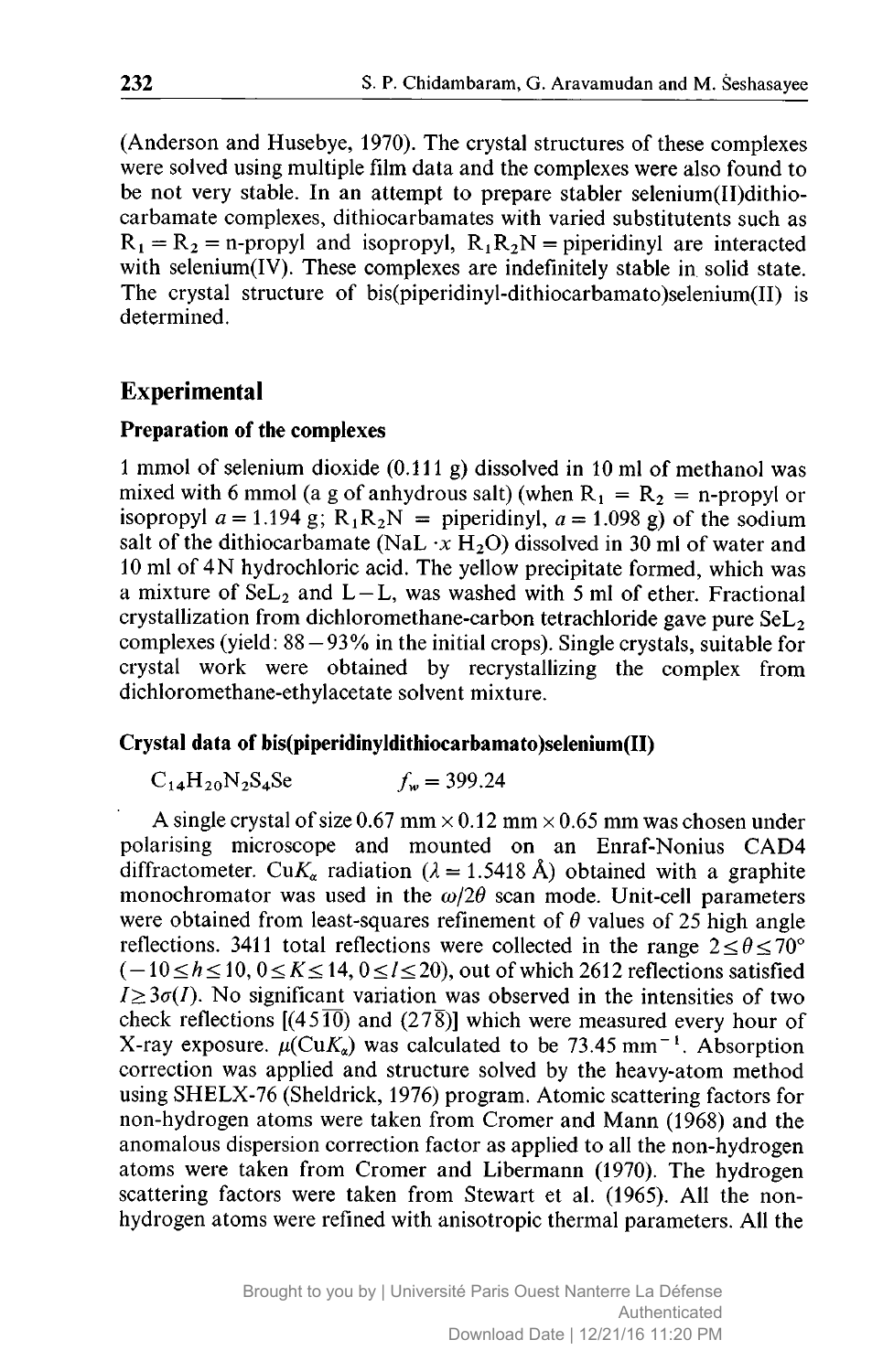(Anderson and Husebye, 1970). The crystal structures of these complexes were solved using multiple film data and the complexes were also found to be not very stable. In an attempt to prepare stabler selenium(II)dithiocarbamate complexes, dithiocarbamates with varied substitutents such as $R_1 = R_2 =$ n-propyl and isopropyl, $R_1R_2N =$ piperidinyl are interacted with selenium(IV). These complexes are indefinitely stable in solid state. The crystal structure of bis(piperidinyl-dithiocarbamato)selenium(II) is determined.

## Experimental

### Preparation of the complexes

1 mmol of selenium dioxide (0.111 g) dissolved in 10 ml of methanol was mixed with 6 mmol (a g of anhydrous salt) (when $R_1 = R_2 =$ n-propyl or isopropyl $a = 1.194$ g; $R_1R_2N =$ piperidinyl, $a = 1.098$ g) of the sodium salt of the dithiocarbamate (NaL $\cdot x$ $H_2O$) dissolved in 30 ml of water and 10 ml of 4N hydrochloric acid. The yellow precipitate formed, which was a mixture of $SeL_2$ and L−L, was washed with 5 ml of ether. Fractional crystallization from dichloromethane-carbon tetrachloride gave pure $SeL_2$ complexes (yield: 88−93% in the initial crops). Single crystals, suitable for crystal work were obtained by recrystallizing the complex from dichloromethane-ethylacetate solvent mixture.

### Crystal data of bis(piperidinyldithiocarbamato)selenium(II)

$C_{14}H_{20}N_2S_4Se$ $\qquad f_w = 399.24$

A single crystal of size 0.67 mm × 0.12 mm × 0.65 mm was chosen under polarising microscope and mounted on an Enraf-Nonius CAD4 diffractometer. Cu$K_\alpha$ radiation ($\lambda = 1.5418$ Å) obtained with a graphite monochromator was used in the $\omega/2\theta$ scan mode. Unit-cell parameters were obtained from least-squares refinement of $\theta$ values of 25 high angle reflections. 3411 total reflections were collected in the range $2 \leq \theta \leq 70°$ ($-10 \leq h \leq 10$, $0 \leq K \leq 14$, $0 \leq l \leq 20$), out of which 2612 reflections satisfied $I \geq 3\sigma(I)$. No significant variation was observed in the intensities of two check reflections [(4 5 $\overline{10}$) and (2 7 $\overline{8}$)] which were measured every hour of X-ray exposure. $\mu$(Cu$K_\alpha$) was calculated to be 73.45 mm$^{-1}$. Absorption correction was applied and structure solved by the heavy-atom method using SHELX-76 (Sheldrick, 1976) program. Atomic scattering factors for non-hydrogen atoms were taken from Cromer and Mann (1968) and the anomalous dispersion correction factor as applied to all the non-hydrogen atoms were taken from Cromer and Libermann (1970). The hydrogen scattering factors were taken from Stewart et al. (1965). All the non-hydrogen atoms were refined with anisotropic thermal parameters. All the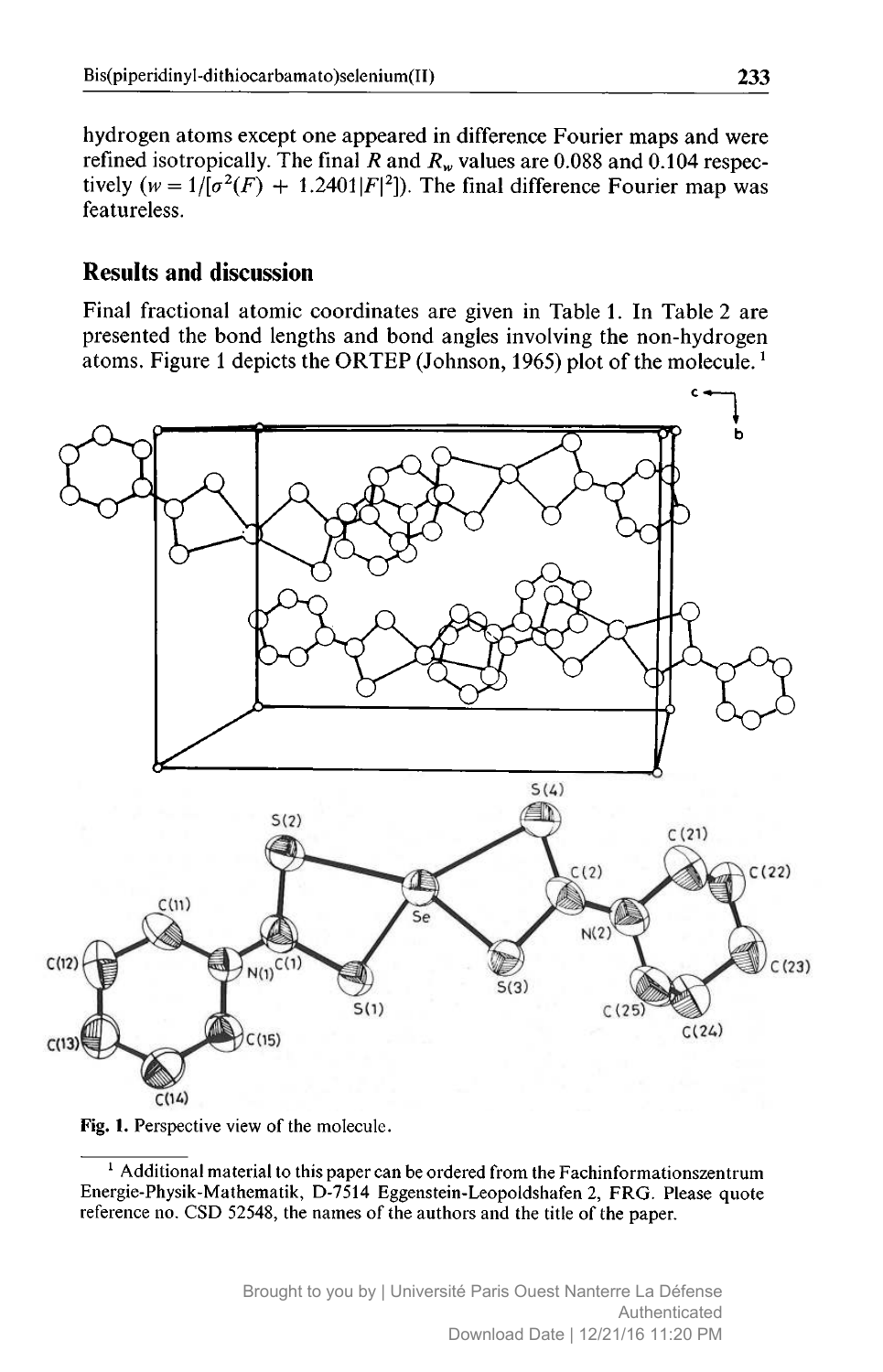hydrogen atoms except one appeared in difference Fourier maps and were refined isotropically. The final $R$ and $R_w$ values are 0.088 and 0.104 respectively ($w = 1/[\sigma^2(F) + 1.2401|F|^2]$). The final difference Fourier map was featureless.

## Results and discussion

Final fractional atomic coordinates are given in Table 1. In Table 2 are presented the bond lengths and bond angles involving the non-hydrogen atoms. Figure 1 depicts the ORTEP (Johnson, 1965) plot of the molecule.[1]

**Fig. 1.** Perspective view of the molecule.

[1] Additional material to this paper can be ordered from the Fachinformationszentrum Energie-Physik-Mathematik, D-7514 Eggenstein-Leopoldshafen 2, FRG. Please quote reference no. CSD 52548, the names of the authors and the title of the paper.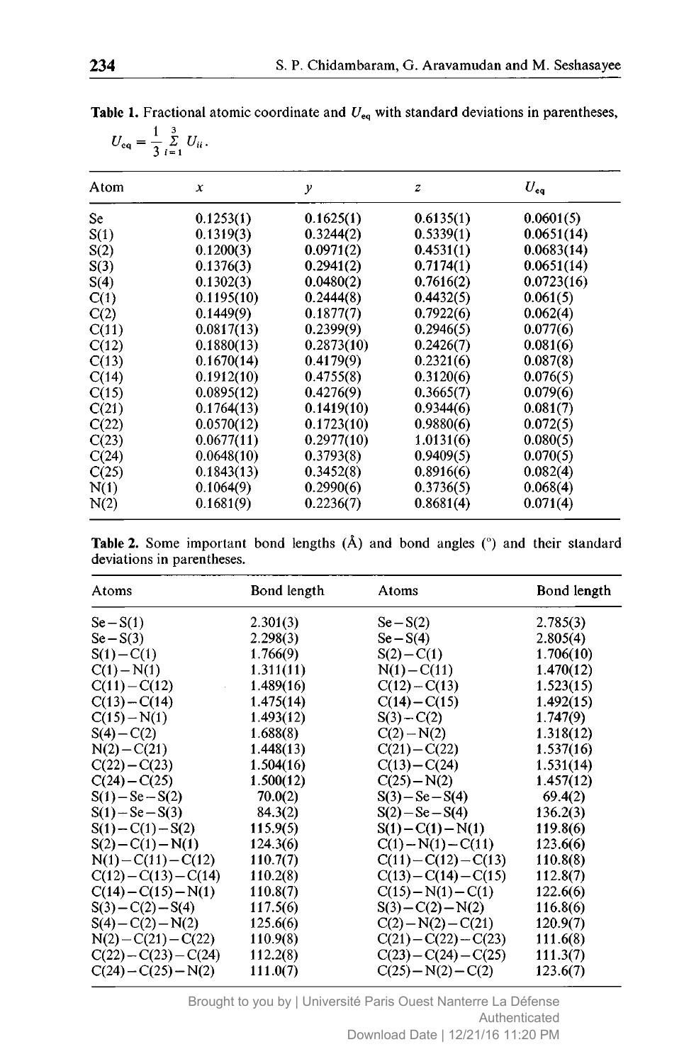**Table 1.** Fractional atomic coordinate and $U_{eq}$ with standard deviations in parentheses, $U_{eq} = \frac{1}{3} \sum_{i=1}^{3} U_{ii}$.

| Atom | $x$ | $y$ | $z$ | $U_{eq}$ |
|---|---|---|---|---|
| Se | 0.1253(1) | 0.1625(1) | 0.6135(1) | 0.0601(5) |
| S(1) | 0.1319(3) | 0.3244(2) | 0.5339(1) | 0.0651(14) |
| S(2) | 0.1200(3) | 0.0971(2) | 0.4531(1) | 0.0683(14) |
| S(3) | 0.1376(3) | 0.2941(2) | 0.7174(1) | 0.0651(14) |
| S(4) | 0.1302(3) | 0.0480(2) | 0.7616(2) | 0.0723(16) |
| C(1) | 0.1195(10) | 0.2444(8) | 0.4432(5) | 0.061(5) |
| C(2) | 0.1449(9) | 0.1877(7) | 0.7922(6) | 0.062(4) |
| C(11) | 0.0817(13) | 0.2399(9) | 0.2946(5) | 0.077(6) |
| C(12) | 0.1880(13) | 0.2873(10) | 0.2426(7) | 0.081(6) |
| C(13) | 0.1670(14) | 0.4179(9) | 0.2321(6) | 0.087(8) |
| C(14) | 0.1912(10) | 0.4755(8) | 0.3120(6) | 0.076(5) |
| C(15) | 0.0895(12) | 0.4276(9) | 0.3665(7) | 0.079(6) |
| C(21) | 0.1764(13) | 0.1419(10) | 0.9344(6) | 0.081(7) |
| C(22) | 0.0570(12) | 0.1723(10) | 0.9880(6) | 0.072(5) |
| C(23) | 0.0677(11) | 0.2977(10) | 1.0131(6) | 0.080(5) |
| C(24) | 0.0648(10) | 0.3793(8) | 0.9409(5) | 0.070(5) |
| C(25) | 0.1843(13) | 0.3452(8) | 0.8916(6) | 0.082(4) |
| N(1) | 0.1064(9) | 0.2990(6) | 0.3736(5) | 0.068(4) |
| N(2) | 0.1681(9) | 0.2236(7) | 0.8681(4) | 0.071(4) |

**Table 2.** Some important bond lengths (Å) and bond angles (°) and their standard deviations in parentheses.

| Atoms | Bond length | Atoms | Bond length |
|---|---|---|---|
| Se−S(1) | 2.301(3) | Se−S(2) | 2.785(3) |
| Se−S(3) | 2.298(3) | Se−S(4) | 2.805(4) |
| S(1)−C(1) | 1.766(9) | S(2)−C(1) | 1.706(10) |
| C(1)−N(1) | 1.311(11) | N(1)−C(11) | 1.470(12) |
| C(11)−C(12) | 1.489(16) | C(12)−C(13) | 1.523(15) |
| C(13)−C(14) | 1.475(14) | C(14)−C(15) | 1.492(15) |
| C(15)−N(1) | 1.493(12) | S(3)−C(2) | 1.747(9) |
| S(4)−C(2) | 1.688(8) | C(2)−N(2) | 1.318(12) |
| N(2)−C(21) | 1.448(13) | C(21)−C(22) | 1.537(16) |
| C(22)−C(23) | 1.504(16) | C(13)−C(24) | 1.531(14) |
| C(24)−C(25) | 1.500(12) | C(25)−N(2) | 1.457(12) |
| S(1)−Se−S(2) | 70.0(2) | S(3)−Se−S(4) | 69.4(2) |
| S(1)−Se−S(3) | 84.3(2) | S(2)−Se−S(4) | 136.2(3) |
| S(1)−C(1)−S(2) | 115.9(5) | S(1)−C(1)−N(1) | 119.8(6) |
| S(2)−C(1)−N(1) | 124.3(6) | C(1)−N(1)−C(11) | 123.6(6) |
| N(1)−C(11)−C(12) | 110.7(7) | C(11)−C(12)−C(13) | 110.8(8) |
| C(12)−C(13)−C(14) | 110.2(8) | C(13)−C(14)−C(15) | 112.8(7) |
| C(14)−C(15)−N(1) | 110.8(7) | C(15)−N(1)−C(1) | 122.6(6) |
| S(3)−C(2)−S(4) | 117.5(6) | S(3)−C(2)−N(2) | 116.8(6) |
| S(4)−C(2)−N(2) | 125.6(6) | C(2)−N(2)−C(21) | 120.9(7) |
| N(2)−C(21)−C(22) | 110.9(8) | C(21)−C(22)−C(23) | 111.6(8) |
| C(22)−C(23)−C(24) | 112.2(8) | C(23)−C(24)−C(25) | 111.3(7) |
| C(24)−C(25)−N(2) | 111.0(7) | C(25)−N(2)−C(2) | 123.6(7) |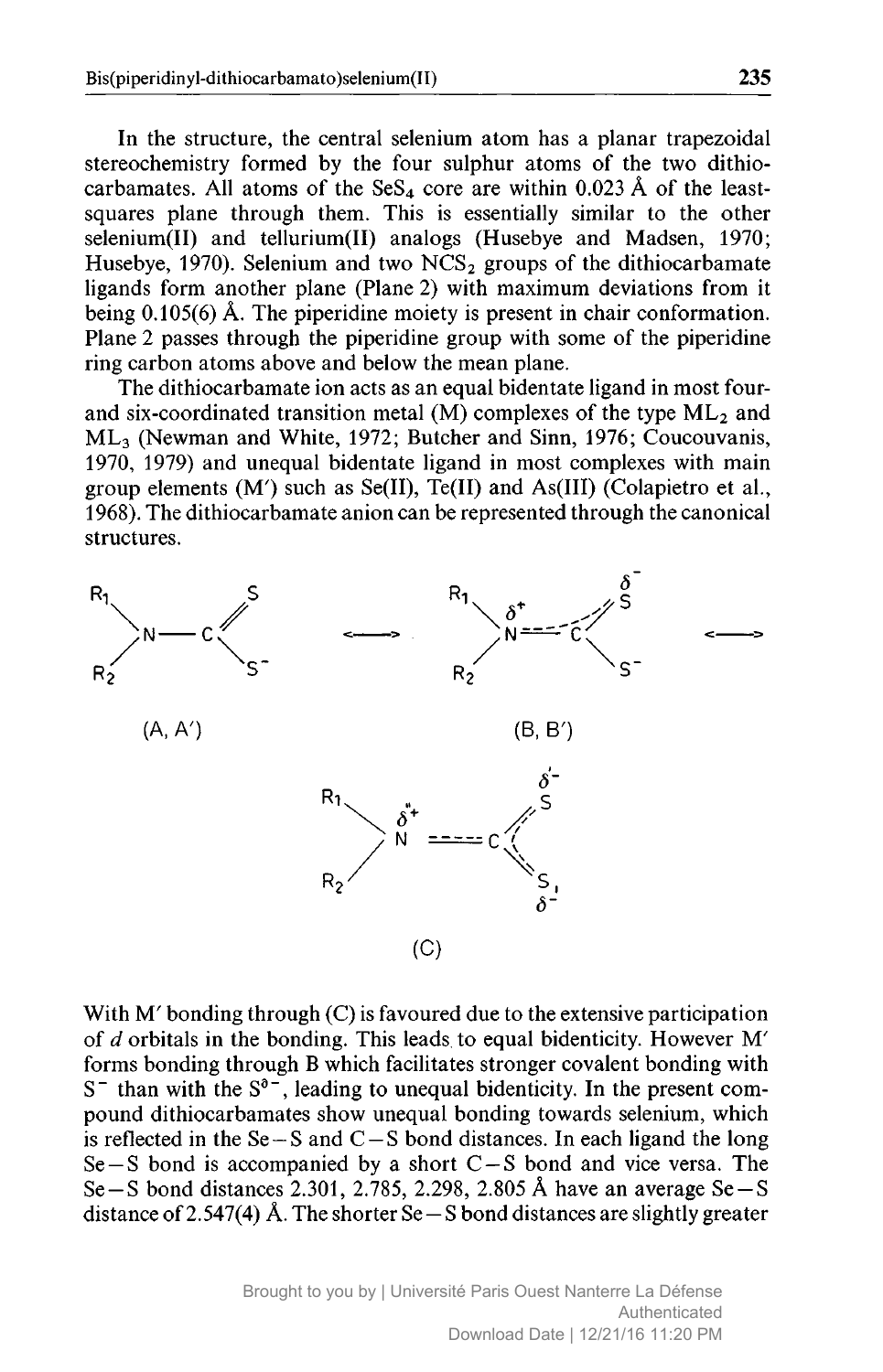In the structure, the central selenium atom has a planar trapezoidal stereochemistry formed by the four sulphur atoms of the two dithiocarbamates. All atoms of the $SeS_4$ core are within 0.023 Å of the least-squares plane through them. This is essentially similar to the other selenium(II) and tellurium(II) analogs (Husebye and Madsen, 1970; Husebye, 1970). Selenium and two $NCS_2$ groups of the dithiocarbamate ligands form another plane (Plane 2) with maximum deviations from it being 0.105(6) Å. The piperidine moiety is present in chair conformation. Plane 2 passes through the piperidine group with some of the piperidine ring carbon atoms above and below the mean plane.

The dithiocarbamate ion acts as an equal bidentate ligand in most four- and six-coordinated transition metal (M) complexes of the type $ML_2$ and $ML_3$ (Newman and White, 1972; Butcher and Sinn, 1976; Coucouvanis, 1970, 1979) and unequal bidentate ligand in most complexes with main group elements (M′) such as Se(II), Te(II) and As(III) (Colapietro et al., 1968). The dithiocarbamate anion can be represented through the canonical structures.

(A, A′) ⟷ (B, B′) ⟷

(C)

With M′ bonding through (C) is favoured due to the extensive participation of *d* orbitals in the bonding. This leads to equal bidenticity. However M′ forms bonding through B which facilitates stronger covalent bonding with $S^-$ than with the $S^{\delta-}$, leading to unequal bidenticity. In the present compound dithiocarbamates show unequal bonding towards selenium, which is reflected in the Se—S and C—S bond distances. In each ligand the long Se—S bond is accompanied by a short C—S bond and vice versa. The Se—S bond distances 2.301, 2.785, 2.298, 2.805 Å have an average Se—S distance of 2.547(4) Å. The shorter Se—S bond distances are slightly greater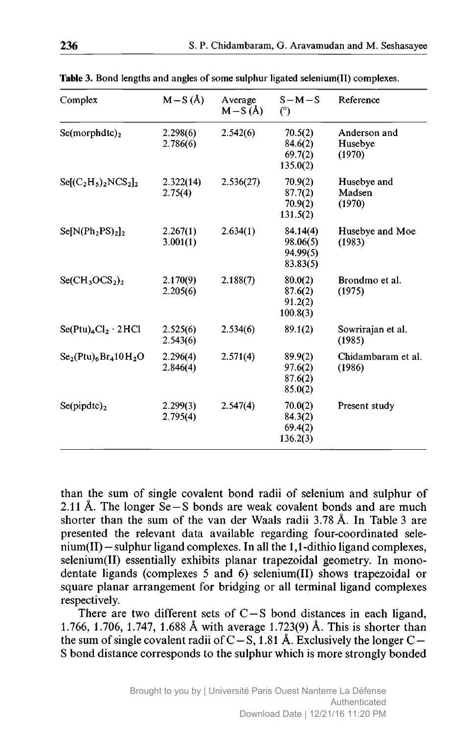**Table 3.** Bond lengths and angles of some sulphur ligated selenium(II) complexes.

| Complex | M−S (Å) | Average M−S (Å) | S−M−S (°) | Reference |
|---|---|---|---|---|
| $Se(morphdtc)_2$ | 2.298(6)<br>2.786(6) | 2.542(6) | 70.5(2)<br>84.6(2)<br>69.7(2)<br>135.0(2) | Anderson and Husebye (1970) |
| $Se[(C_2H_5)_2NCS_2]_2$ | 2.322(14)<br>2.75(4) | 2.536(27) | 70.9(2)<br>87.7(2)<br>70.9(2)<br>131.5(2) | Husebye and Madsen (1970) |
| $Se[N(Ph_2PS)_2]_2$ | 2.267(1)<br>3.001(1) | 2.634(1) | 84.14(4)<br>98.06(5)<br>94.99(5)<br>83.83(5) | Husebye and Moe (1983) |
| $Se(CH_3OCS_2)_2$ | 2.170(9)<br>2.205(6) | 2.188(7) | 80.0(2)<br>87.6(2)<br>91.2(2)<br>100.8(3) | Brondmo et al. (1975) |
| $Se(Ptu)_4Cl_2 \cdot 2HCl$ | 2.525(6)<br>2.543(6) | 2.534(6) | 89.1(2) | Sowrirajan et al. (1985) |
| $Se_2(Ptu)_6Br_4 10H_2O$ | 2.296(4)<br>2.846(4) | 2.571(4) | 89.9(2)<br>97.6(2)<br>87.6(2)<br>85.0(2) | Chidambaram et al. (1986) |
| $Se(pipdtc)_2$ | 2.299(3)<br>2.795(4) | 2.547(4) | 70.0(2)<br>84.3(2)<br>69.4(2)<br>136.2(3) | Present study |

than the sum of single covalent bond radii of selenium and sulphur of 2.11 Å. The longer Se−S bonds are weak covalent bonds and are much shorter than the sum of the van der Waals radii 3.78 Å. In Table 3 are presented the relevant data available regarding four-coordinated selenium(II)−sulphur ligand complexes. In all the 1,1-dithio ligand complexes, selenium(II) essentially exhibits planar trapezoidal geometry. In monodentate ligands (complexes 5 and 6) selenium(II) shows trapezoidal or square planar arrangement for bridging or all terminal ligand complexes respectively.

There are two different sets of C−S bond distances in each ligand, 1.766, 1.706, 1.747, 1.688 Å with average 1.723(9) Å. This is shorter than the sum of single covalent radii of C−S, 1.81 Å. Exclusively the longer C−S bond distance corresponds to the sulphur which is more strongly bonded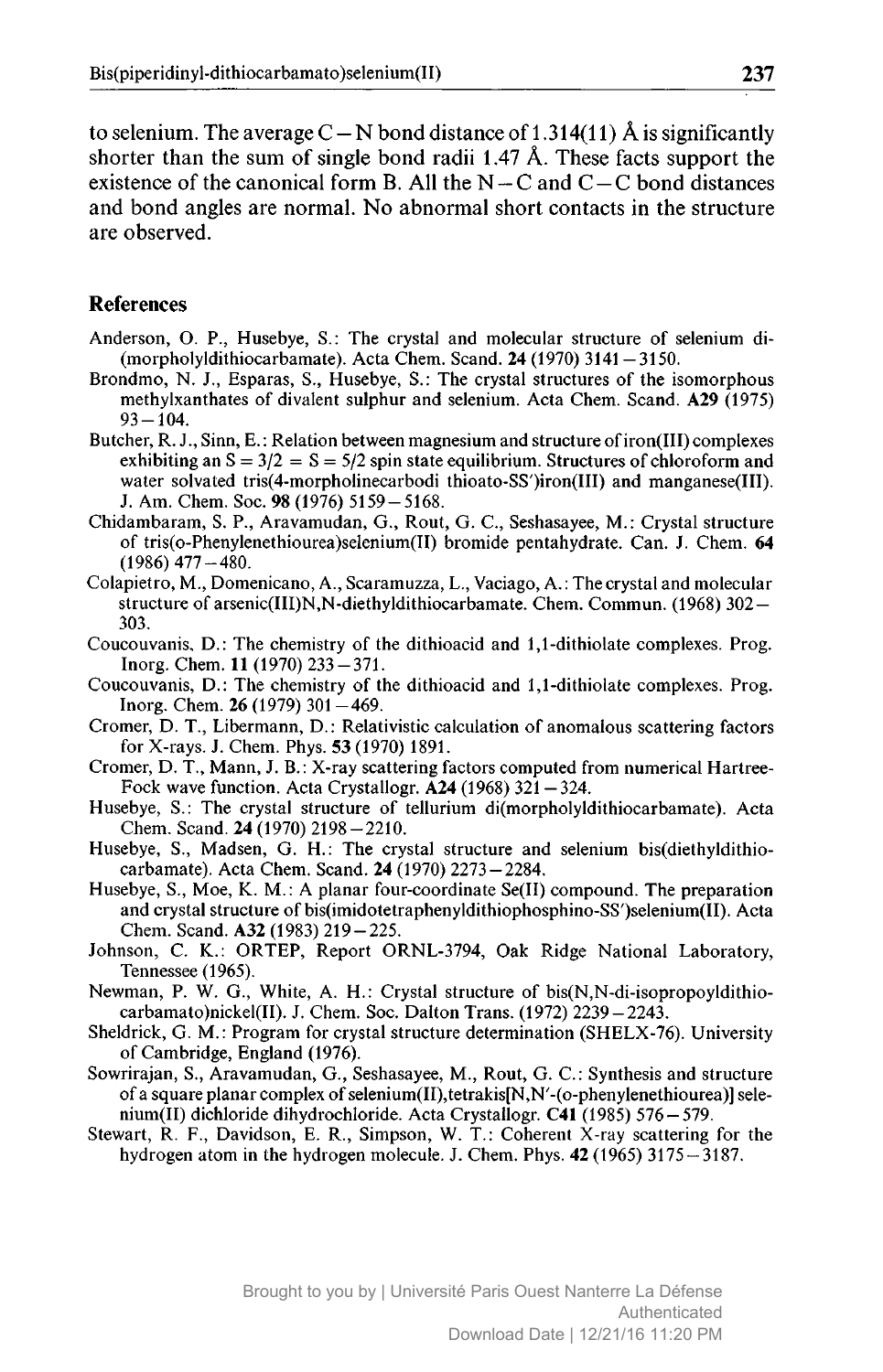to selenium. The average C – N bond distance of 1.314(11) Å is significantly shorter than the sum of single bond radii 1.47 Å. These facts support the existence of the canonical form B. All the N – C and C – C bond distances and bond angles are normal. No abnormal short contacts in the structure are observed.

## References

Anderson, O. P., Husebye, S.: The crystal and molecular structure of selenium di-(morpholyldithiocarbamate). Acta Chem. Scand. **24** (1970) 3141 – 3150.

Brondmo, N. J., Esparas, S., Husebye, S.: The crystal structures of the isomorphous methylxanthates of divalent sulphur and selenium. Acta Chem. Scand. **A29** (1975) 93 – 104.

Butcher, R. J., Sinn, E.: Relation between magnesium and structure of iron(III) complexes exhibiting an S = 3/2 ⇌ S = 5/2 spin state equilibrium. Structures of chloroform and water solvated tris(4-morpholinecarbodi thioato-SS')iron(III) and manganese(III). J. Am. Chem. Soc. **98** (1976) 5159 – 5168.

Chidambaram, S. P., Aravamudan, G., Rout, G. C., Seshasayee, M.: Crystal structure of tris(o-Phenylenethiourea)selenium(II) bromide pentahydrate. Can. J. Chem. **64** (1986) 477 – 480.

Colapietro, M., Domenicano, A., Scaramuzza, L., Vaciago, A.: The crystal and molecular structure of arsenic(III)N,N-diethyldithiocarbamate. Chem. Commun. (1968) 302 – 303.

Coucouvanis, D.: The chemistry of the dithioacid and 1,1-dithiolate complexes. Prog. Inorg. Chem. **11** (1970) 233 – 371.

Coucouvanis, D.: The chemistry of the dithioacid and 1,1-dithiolate complexes. Prog. Inorg. Chem. **26** (1979) 301 – 469.

Cromer, D. T., Libermann, D.: Relativistic calculation of anomalous scattering factors for X-rays. J. Chem. Phys. **53** (1970) 1891.

Cromer, D. T., Mann, J. B.: X-ray scattering factors computed from numerical Hartree-Fock wave function. Acta Crystallogr. **A24** (1968) 321 – 324.

Husebye, S.: The crystal structure of tellurium di(morpholyldithiocarbamate). Acta Chem. Scand. **24** (1970) 2198 – 2210.

Husebye, S., Madsen, G. H.: The crystal structure and selenium bis(diethyldithiocarbamate). Acta Chem. Scand. **24** (1970) 2273 – 2284.

Husebye, S., Moe, K. M.: A planar four-coordinate Se(II) compound. The preparation and crystal structure of bis(imidotetraphenyldithiophosphino-SS')selenium(II). Acta Chem. Scand. **A32** (1983) 219 – 225.

Johnson, C. K.: ORTEP, Report ORNL-3794, Oak Ridge National Laboratory, Tennessee (1965).

Newman, P. W. G., White, A. H.: Crystal structure of bis(N,N-di-isopropoyldithiocarbamato)nickel(II). J. Chem. Soc. Dalton Trans. (1972) 2239 – 2243.

Sheldrick, G. M.: Program for crystal structure determination (SHELX-76). University of Cambridge, England (1976).

Sowrirajan, S., Aravamudan, G., Seshasayee, M., Rout, G. C.: Synthesis and structure of a square planar complex of selenium(II),tetrakis[N,N'-(o-phenylenethiourea)] selenium(II) dichloride dihydrochloride. Acta Crystallogr. **C41** (1985) 576 – 579.

Stewart, R. F., Davidson, E. R., Simpson, W. T.: Coherent X-ray scattering for the hydrogen atom in the hydrogen molecule. J. Chem. Phys. **42** (1965) 3175 – 3187.